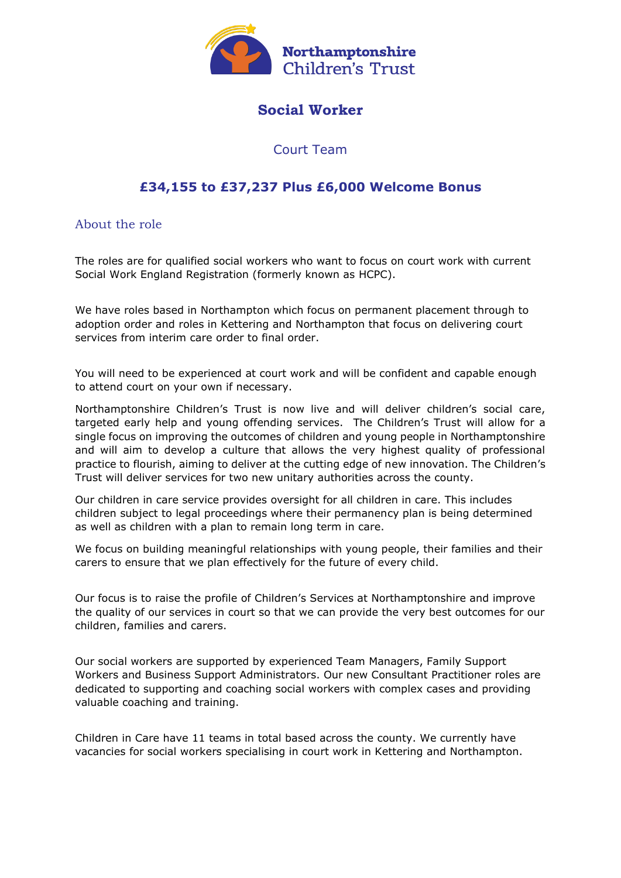Northamptonshire Children's Trust

# Social Worker

## Court Team

## £34,155 to £37,237 Plus £6,000 Welcome Bonus

### About the role

The roles are for qualified social workers who want to focus on court work with current Social Work England Registration (formerly known as HCPC).

We have roles based in Northampton which focus on permanent placement through to adoption order and roles in Kettering and Northampton that focus on delivering court services from interim care order to final order.

You will need to be experienced at court work and will be confident and capable enough to attend court on your own if necessary.

Northamptonshire Children's Trust is now live and will deliver children's social care, targeted early help and young offending services. The Children's Trust will allow for a single focus on improving the outcomes of children and young people in Northamptonshire and will aim to develop a culture that allows the very highest quality of professional practice to flourish, aiming to deliver at the cutting edge of new innovation. The Children's Trust will deliver services for two new unitary authorities across the county.

Our children in care service provides oversight for all children in care. This includes children subject to legal proceedings where their permanency plan is being determined as well as children with a plan to remain long term in care.

We focus on building meaningful relationships with young people, their families and their carers to ensure that we plan effectively for the future of every child.

Our focus is to raise the profile of Children's Services at Northamptonshire and improve the quality of our services in court so that we can provide the very best outcomes for our children, families and carers.

Our social workers are supported by experienced Team Managers, Family Support Workers and Business Support Administrators. Our new Consultant Practitioner roles are dedicated to supporting and coaching social workers with complex cases and providing valuable coaching and training.

Children in Care have 11 teams in total based across the county. We currently have vacancies for social workers specialising in court work in Kettering and Northampton.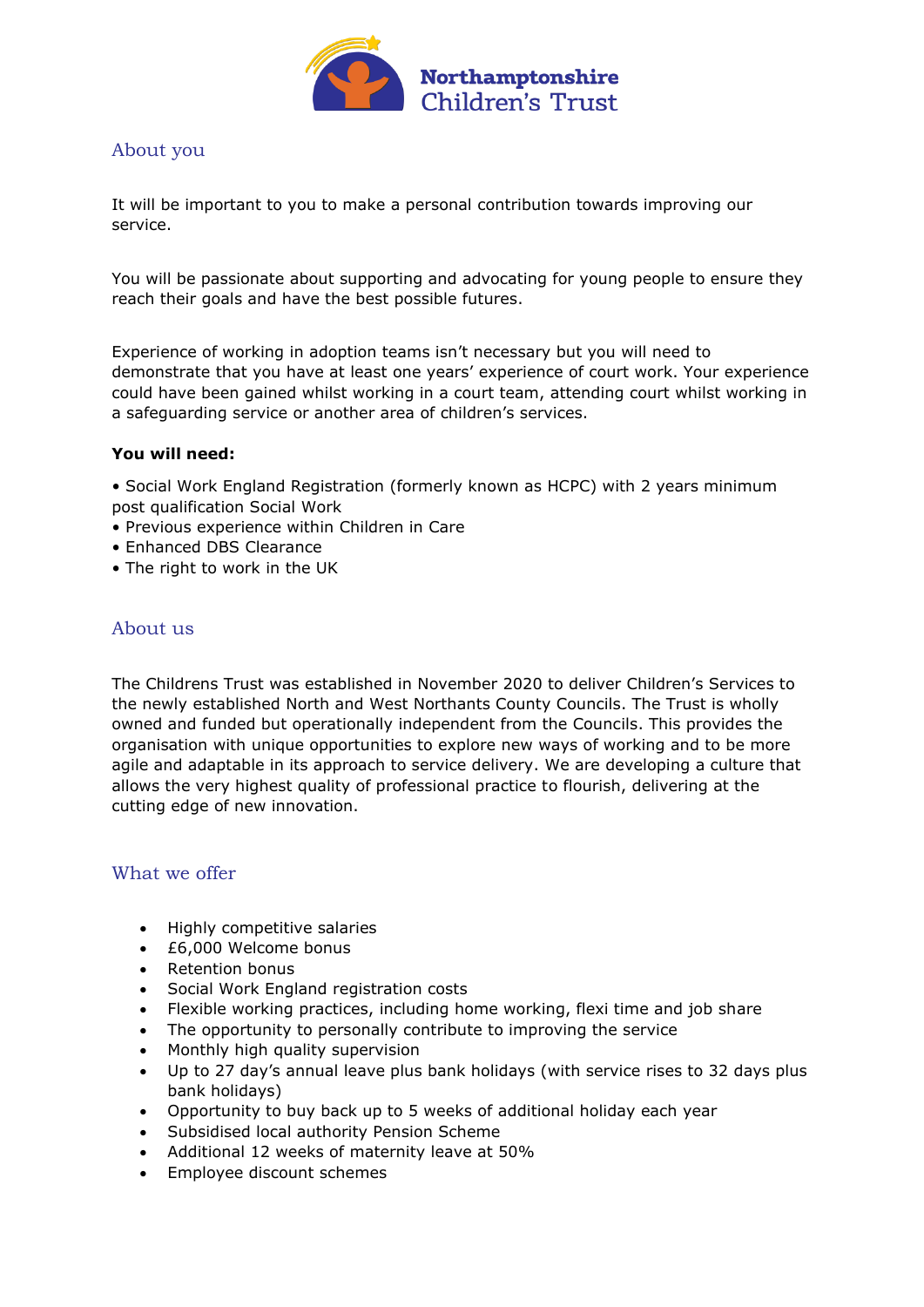## About you

It will be important to you to make a personal contribution towards improving our service.

You will be passionate about supporting and advocating for young people to ensure they reach their goals and have the best possible futures.

Experience of working in adoption teams isn't necessary but you will need to demonstrate that you have at least one years' experience of court work. Your experience could have been gained whilst working in a court team, attending court whilst working in a safeguarding service or another area of children's services.

**You will need:**

• Social Work England Registration (formerly known as HCPC) with 2 years minimum post qualification Social Work
• Previous experience within Children in Care
• Enhanced DBS Clearance
• The right to work in the UK

## About us

The Childrens Trust was established in November 2020 to deliver Children's Services to the newly established North and West Northants County Councils. The Trust is wholly owned and funded but operationally independent from the Councils. This provides the organisation with unique opportunities to explore new ways of working and to be more agile and adaptable in its approach to service delivery. We are developing a culture that allows the very highest quality of professional practice to flourish, delivering at the cutting edge of new innovation.

## What we offer

- Highly competitive salaries
- £6,000 Welcome bonus
- Retention bonus
- Social Work England registration costs
- Flexible working practices, including home working, flexi time and job share
- The opportunity to personally contribute to improving the service
- Monthly high quality supervision
- Up to 27 day's annual leave plus bank holidays (with service rises to 32 days plus bank holidays)
- Opportunity to buy back up to 5 weeks of additional holiday each year
- Subsidised local authority Pension Scheme
- Additional 12 weeks of maternity leave at 50%
- Employee discount schemes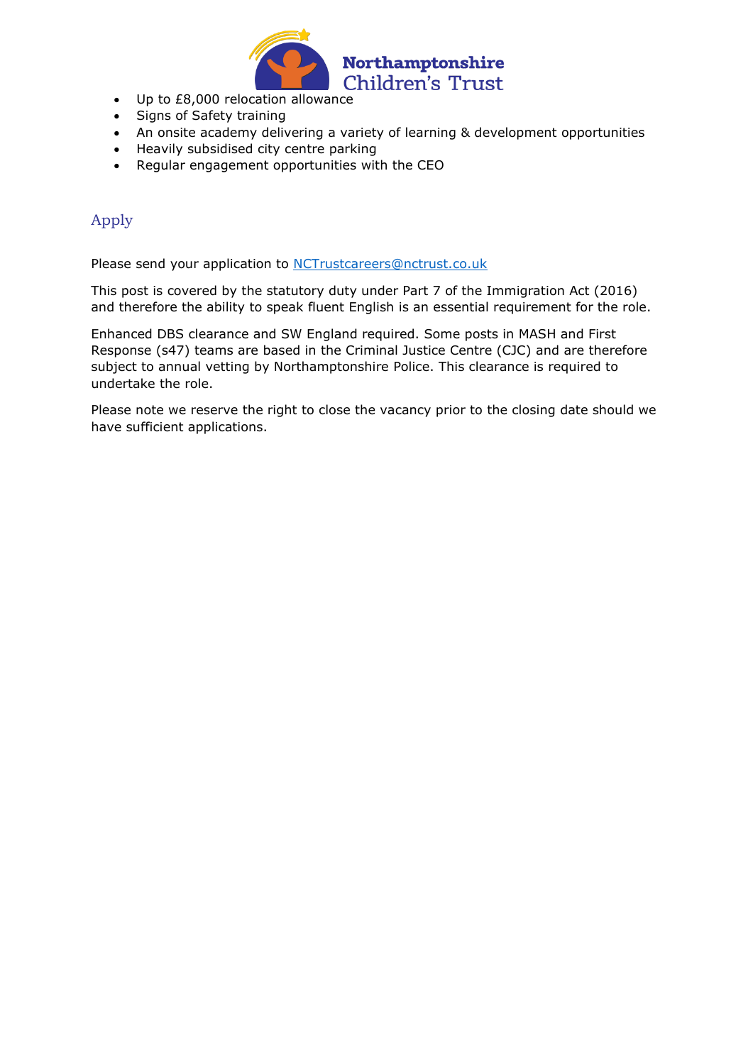- Up to £8,000 relocation allowance
- Signs of Safety training
- An onsite academy delivering a variety of learning & development opportunities
- Heavily subsidised city centre parking
- Regular engagement opportunities with the CEO

## Apply

Please send your application to NCTrustcareers@nctrust.co.uk

This post is covered by the statutory duty under Part 7 of the Immigration Act (2016) and therefore the ability to speak fluent English is an essential requirement for the role.

Enhanced DBS clearance and SW England required. Some posts in MASH and First Response (s47) teams are based in the Criminal Justice Centre (CJC) and are therefore subject to annual vetting by Northamptonshire Police. This clearance is required to undertake the role.

Please note we reserve the right to close the vacancy prior to the closing date should we have sufficient applications.